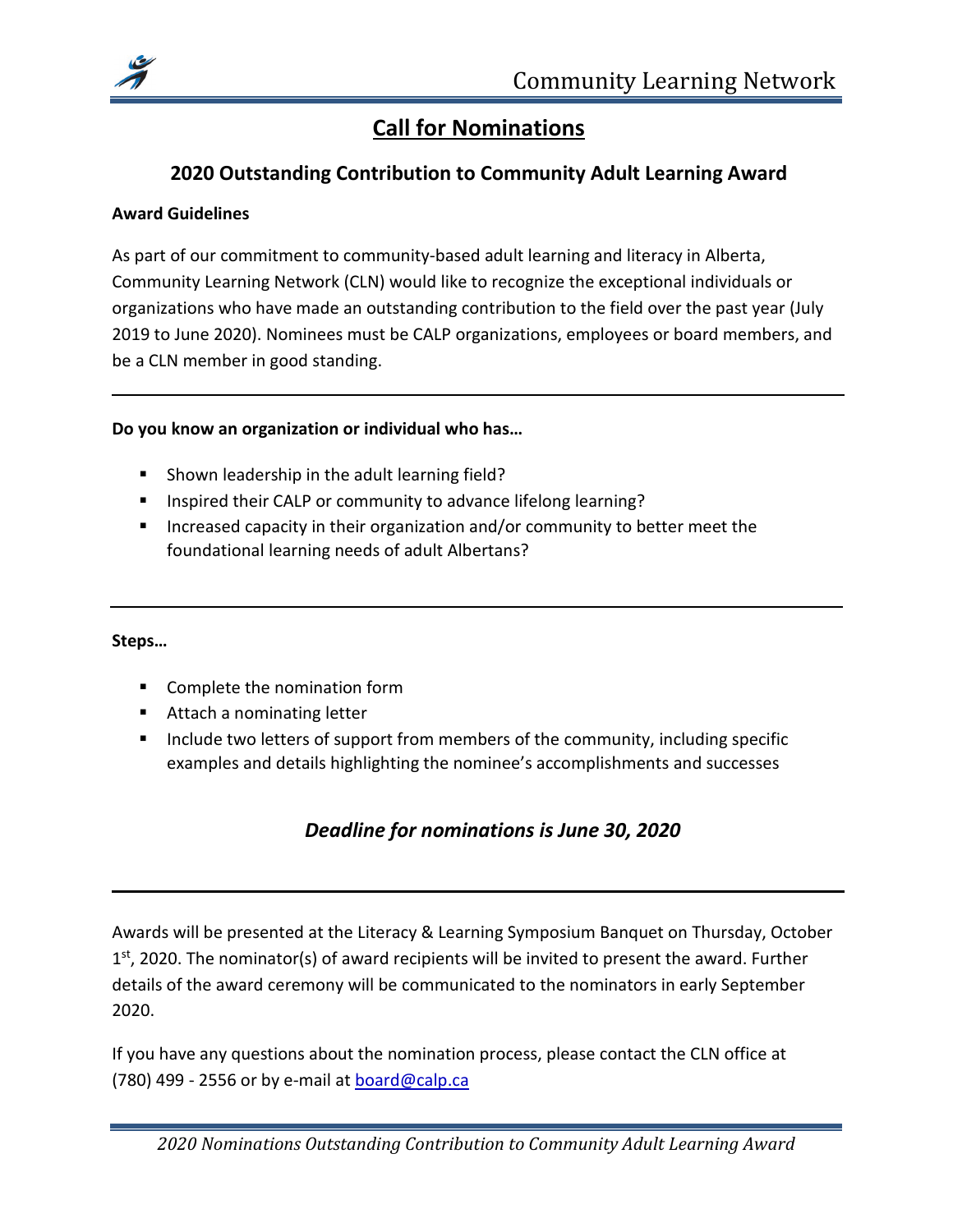# Call for Nominations

## 2020 Outstanding Contribution to Community Adult Learning Award

**Award Guidelines**

As part of our commitment to community-based adult learning and literacy in Alberta, Community Learning Network (CLN) would like to recognize the exceptional individuals or organizations who have made an outstanding contribution to the field over the past year (July 2019 to June 2020). Nominees must be CALP organizations, employees or board members, and be a CLN member in good standing.

---

**Do you know an organization or individual who has…**

- Shown leadership in the adult learning field?
- Inspired their CALP or community to advance lifelong learning?
- Increased capacity in their organization and/or community to better meet the foundational learning needs of adult Albertans?

---

**Steps…**

- Complete the nomination form
- Attach a nominating letter
- Include two letters of support from members of the community, including specific examples and details highlighting the nominee's accomplishments and successes

***Deadline for nominations is June 30, 2020***

---

Awards will be presented at the Literacy & Learning Symposium Banquet on Thursday, October 1st, 2020. The nominator(s) of award recipients will be invited to present the award. Further details of the award ceremony will be communicated to the nominators in early September 2020.

If you have any questions about the nomination process, please contact the CLN office at (780) 499 - 2556 or by e-mail at board@calp.ca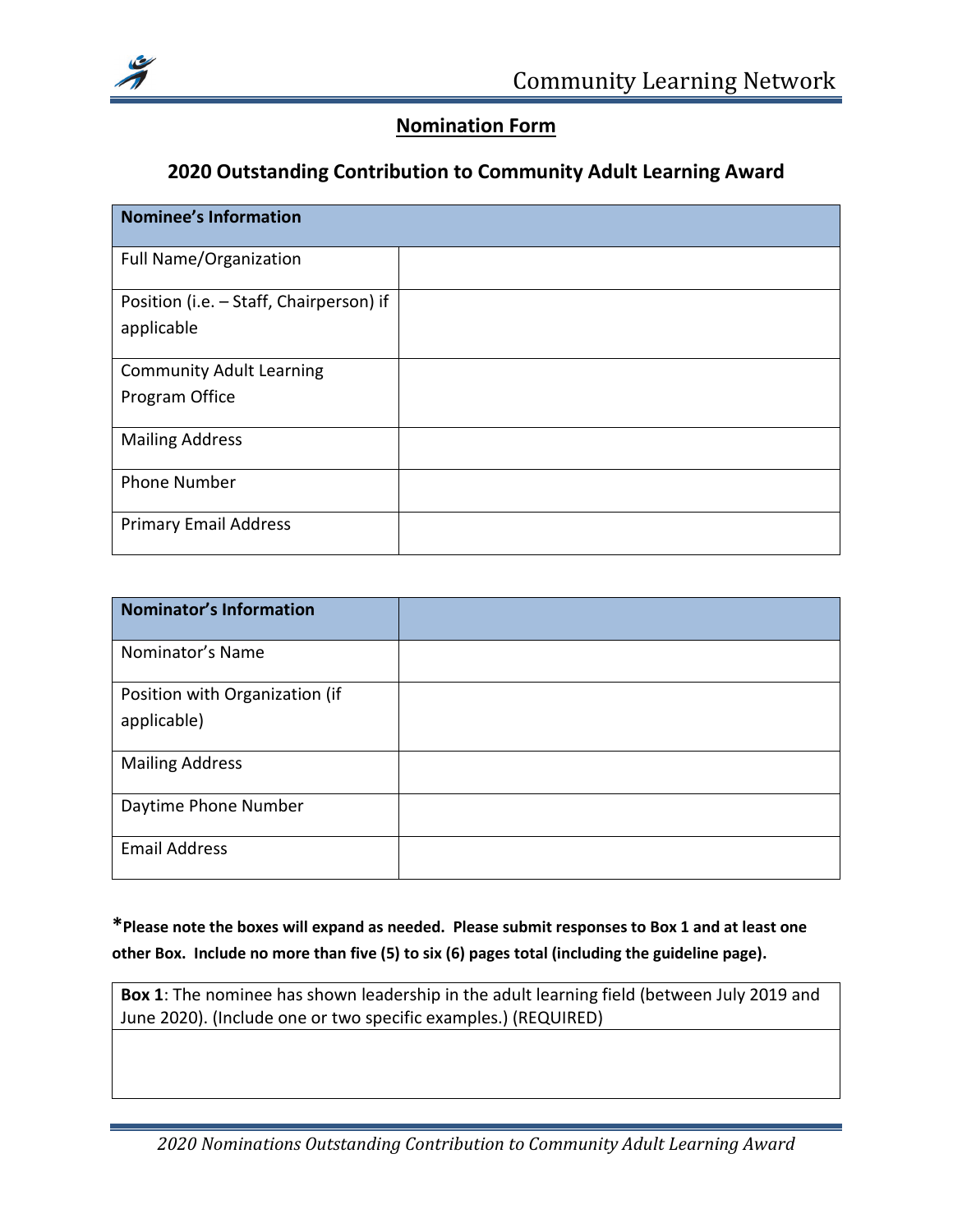## Nomination Form

### 2020 Outstanding Contribution to Community Adult Learning Award

| **Nominee's Information** | |
|---|---|
| Full Name/Organization | |
| Position (i.e. – Staff, Chairperson) if applicable | |
| Community Adult Learning Program Office | |
| Mailing Address | |
| Phone Number | |
| Primary Email Address | |

| **Nominator's Information** | |
|---|---|
| Nominator's Name | |
| Position with Organization (if applicable) | |
| Mailing Address | |
| Daytime Phone Number | |
| Email Address | |

***Please note the boxes will expand as needed. Please submit responses to Box 1 and at least one other Box. Include no more than five (5) to six (6) pages total (including the guideline page).**

| **Box 1**: The nominee has shown leadership in the adult learning field (between July 2019 and June 2020). (Include one or two specific examples.) (REQUIRED) |
|---|
| |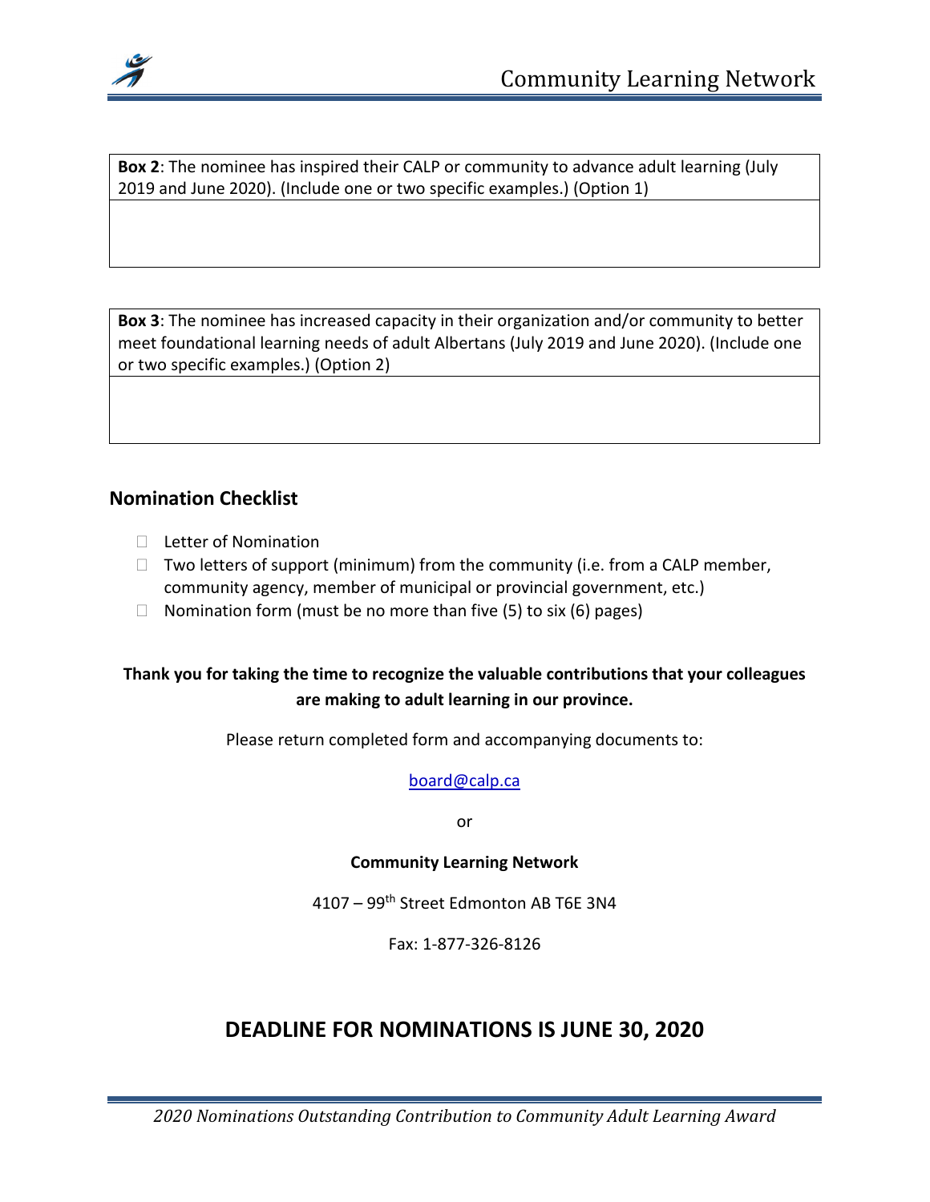| **Box 2**: The nominee has inspired their CALP or community to advance adult learning (July 2019 and June 2020). (Include one or two specific examples.) (Option 1) |
| --- |
| |

| **Box 3**: The nominee has increased capacity in their organization and/or community to better meet foundational learning needs of adult Albertans (July 2019 and June 2020). (Include one or two specific examples.) (Option 2) |
| --- |
| |

## Nomination Checklist

- ☐ Letter of Nomination
- ☐ Two letters of support (minimum) from the community (i.e. from a CALP member, community agency, member of municipal or provincial government, etc.)
- ☐ Nomination form (must be no more than five (5) to six (6) pages)

**Thank you for taking the time to recognize the valuable contributions that your colleagues are making to adult learning in our province.**

Please return completed form and accompanying documents to:

board@calp.ca

or

**Community Learning Network**

4107 – 99th Street Edmonton AB T6E 3N4

Fax: 1-877-326-8126

## DEADLINE FOR NOMINATIONS IS JUNE 30, 2020